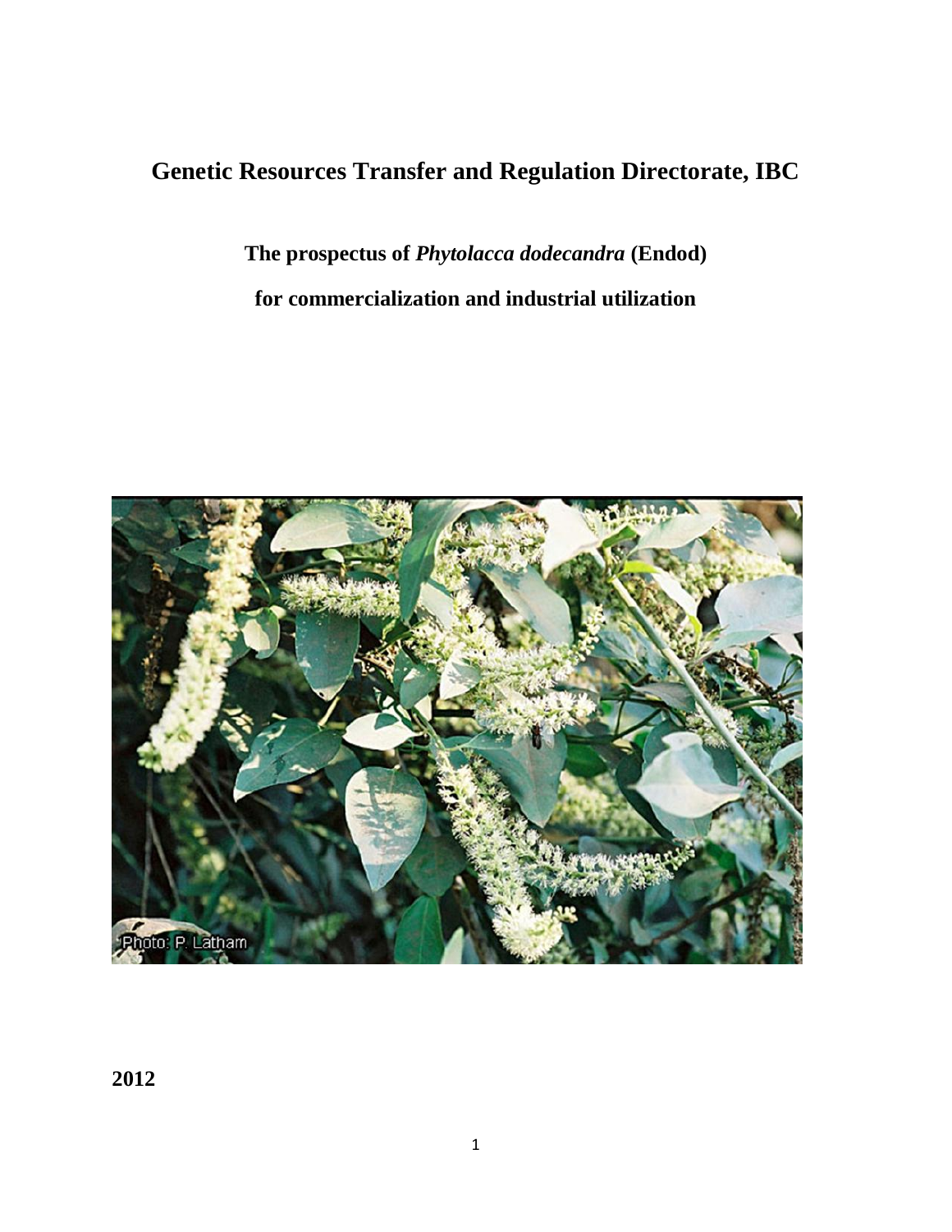# Genetic Resources Transfer and Regulation Directorate, IBC

## The prospectus of *Phytolacca dodecandra* (Endod) for commercialization and industrial utilization

Photo: P. Latham

**2012**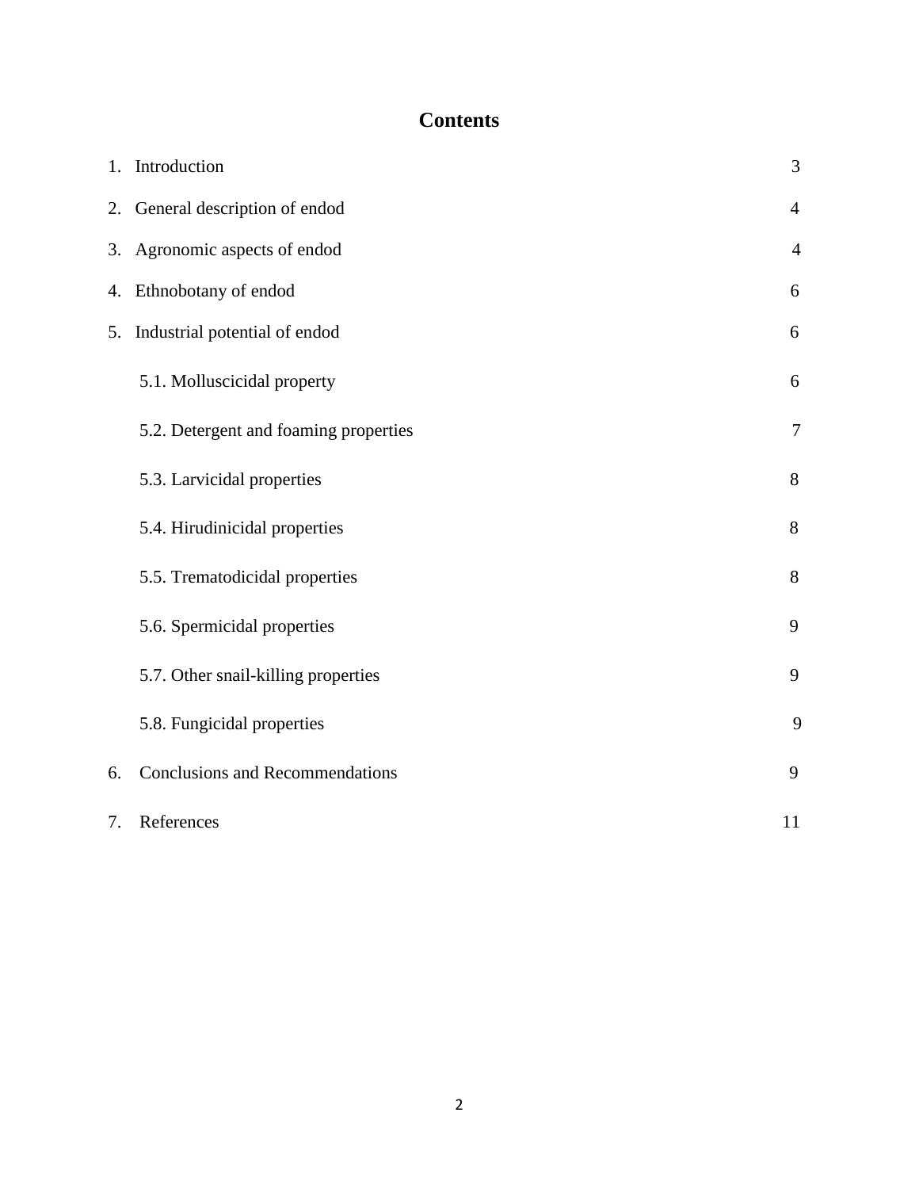# Contents

| | | |
|---|---|---|
| 1. | Introduction | 3 |
| 2. | General description of endod | 4 |
| 3. | Agronomic aspects of endod | 4 |
| 4. | Ethnobotany of endod | 6 |
| 5. | Industrial potential of endod | 6 |
| | 5.1. Molluscicidal property | 6 |
| | 5.2. Detergent and foaming properties | 7 |
| | 5.3. Larvicidal properties | 8 |
| | 5.4. Hirudinicidal properties | 8 |
| | 5.5. Trematodicidal properties | 8 |
| | 5.6. Spermicidal properties | 9 |
| | 5.7. Other snail-killing properties | 9 |
| | 5.8. Fungicidal properties | 9 |
| 6. | Conclusions and Recommendations | 9 |
| 7. | References | 11 |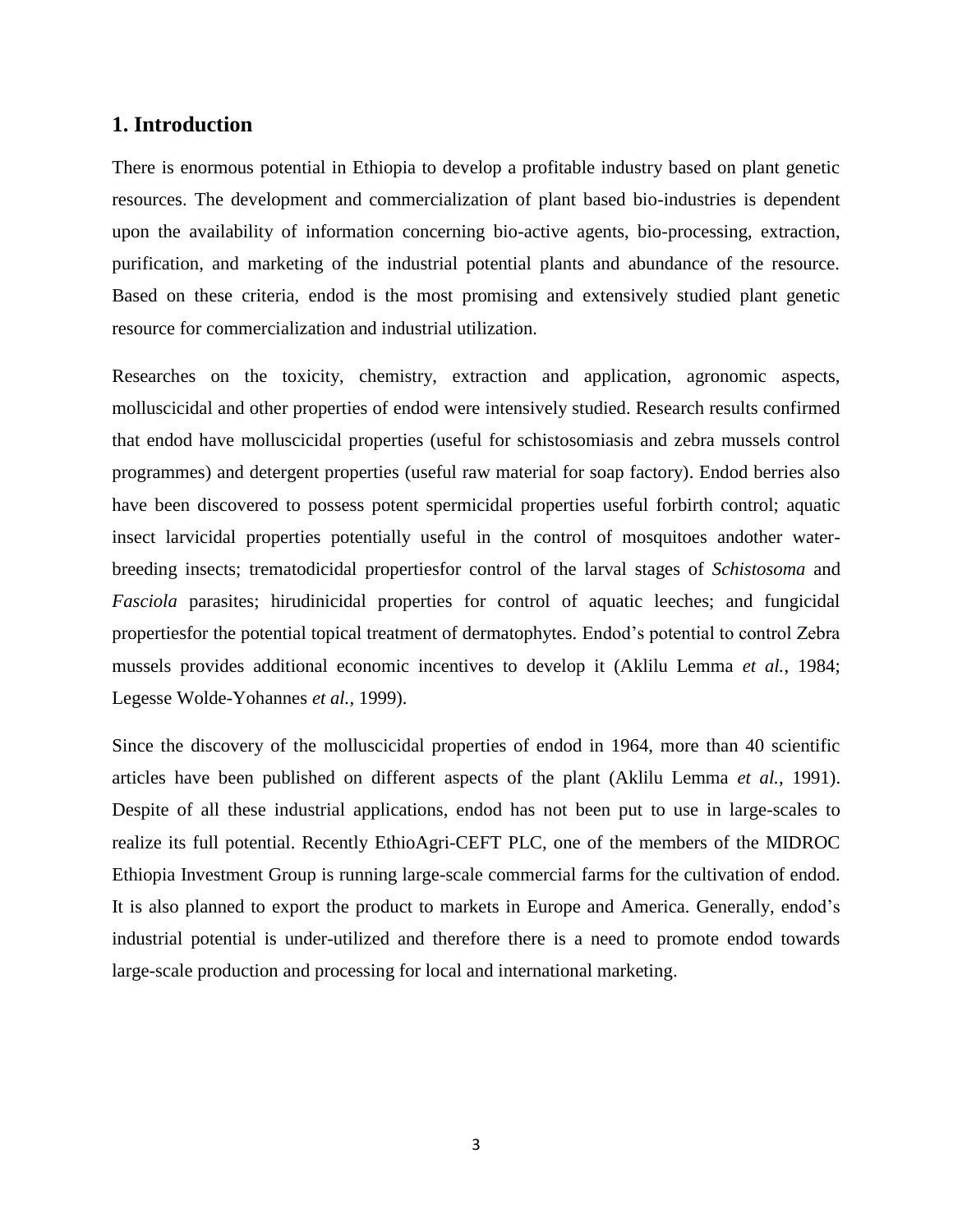## 1. Introduction

There is enormous potential in Ethiopia to develop a profitable industry based on plant genetic resources. The development and commercialization of plant based bio-industries is dependent upon the availability of information concerning bio-active agents, bio-processing, extraction, purification, and marketing of the industrial potential plants and abundance of the resource. Based on these criteria, endod is the most promising and extensively studied plant genetic resource for commercialization and industrial utilization.

Researches on the toxicity, chemistry, extraction and application, agronomic aspects, molluscicidal and other properties of endod were intensively studied. Research results confirmed that endod have molluscicidal properties (useful for schistosomiasis and zebra mussels control programmes) and detergent properties (useful raw material for soap factory). Endod berries also have been discovered to possess potent spermicidal properties useful forbirth control; aquatic insect larvicidal properties potentially useful in the control of mosquitoes andother water-breeding insects; trematodicidal propertiesfor control of the larval stages of *Schistosoma* and *Fasciola* parasites; hirudinicidal properties for control of aquatic leeches; and fungicidal propertiesfor the potential topical treatment of dermatophytes. Endod's potential to control Zebra mussels provides additional economic incentives to develop it (Aklilu Lemma *et al.*, 1984; Legesse Wolde-Yohannes *et al.*, 1999).

Since the discovery of the molluscicidal properties of endod in 1964, more than 40 scientific articles have been published on different aspects of the plant (Aklilu Lemma *et al.*, 1991). Despite of all these industrial applications, endod has not been put to use in large-scales to realize its full potential. Recently EthioAgri-CEFT PLC, one of the members of the MIDROC Ethiopia Investment Group is running large-scale commercial farms for the cultivation of endod. It is also planned to export the product to markets in Europe and America. Generally, endod's industrial potential is under-utilized and therefore there is a need to promote endod towards large-scale production and processing for local and international marketing.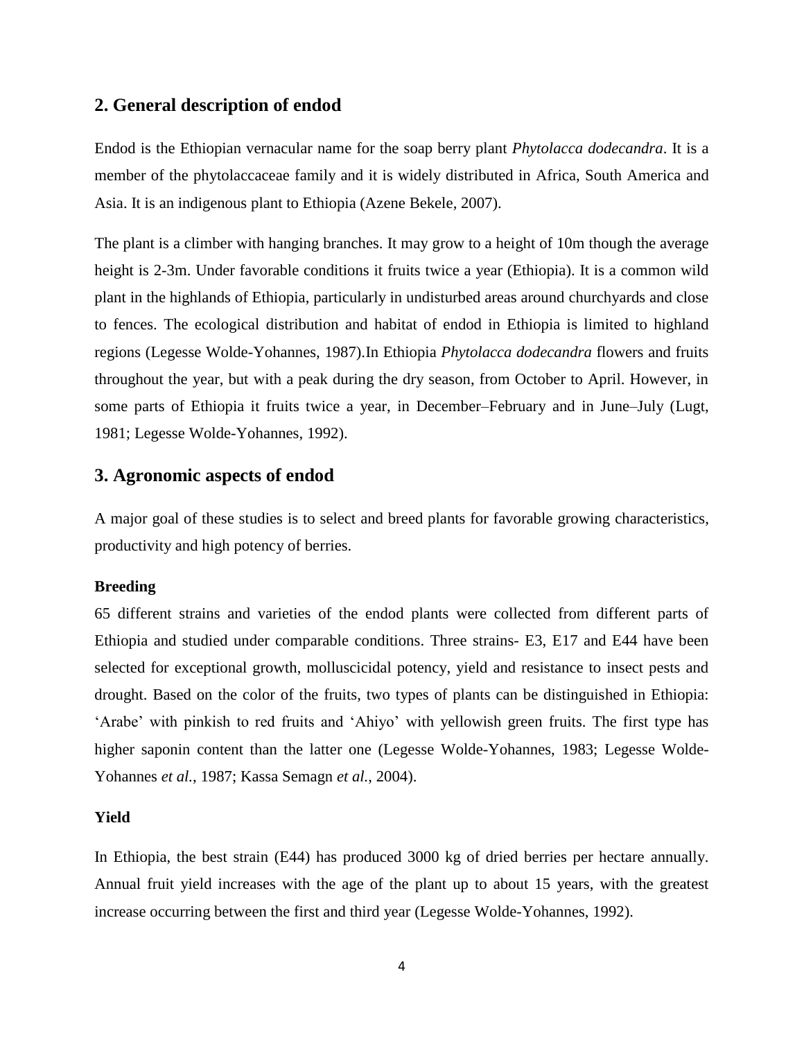## 2. General description of endod

Endod is the Ethiopian vernacular name for the soap berry plant *Phytolacca dodecandra*. It is a member of the phytolaccaceae family and it is widely distributed in Africa, South America and Asia. It is an indigenous plant to Ethiopia (Azene Bekele, 2007).

The plant is a climber with hanging branches. It may grow to a height of 10m though the average height is 2-3m. Under favorable conditions it fruits twice a year (Ethiopia). It is a common wild plant in the highlands of Ethiopia, particularly in undisturbed areas around churchyards and close to fences. The ecological distribution and habitat of endod in Ethiopia is limited to highland regions (Legesse Wolde-Yohannes, 1987).In Ethiopia *Phytolacca dodecandra* flowers and fruits throughout the year, but with a peak during the dry season, from October to April. However, in some parts of Ethiopia it fruits twice a year, in December–February and in June–July (Lugt, 1981; Legesse Wolde-Yohannes, 1992).

## 3. Agronomic aspects of endod

A major goal of these studies is to select and breed plants for favorable growing characteristics, productivity and high potency of berries.

**Breeding**

65 different strains and varieties of the endod plants were collected from different parts of Ethiopia and studied under comparable conditions. Three strains- E3, E17 and E44 have been selected for exceptional growth, molluscicidal potency, yield and resistance to insect pests and drought. Based on the color of the fruits, two types of plants can be distinguished in Ethiopia: 'Arabe' with pinkish to red fruits and 'Ahiyo' with yellowish green fruits. The first type has higher saponin content than the latter one (Legesse Wolde-Yohannes, 1983; Legesse Wolde-Yohannes *et al.*, 1987; Kassa Semagn *et al.*, 2004).

**Yield**

In Ethiopia, the best strain (E44) has produced 3000 kg of dried berries per hectare annually. Annual fruit yield increases with the age of the plant up to about 15 years, with the greatest increase occurring between the first and third year (Legesse Wolde-Yohannes, 1992).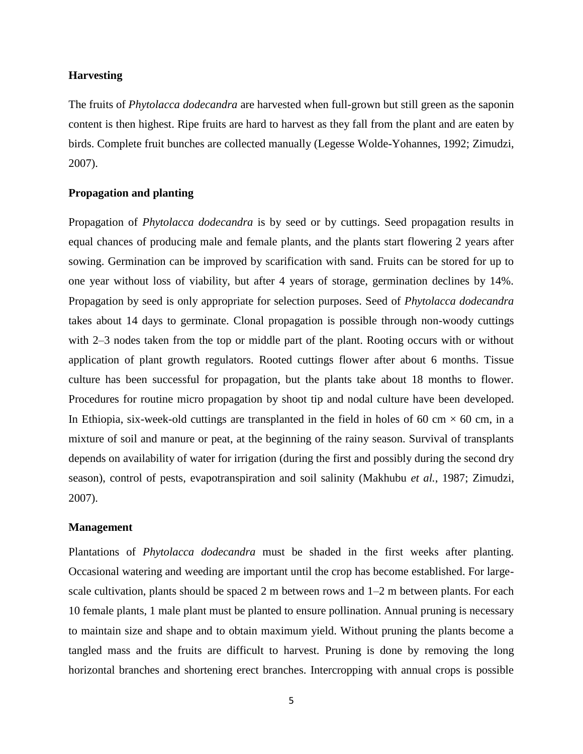### Harvesting

The fruits of *Phytolacca dodecandra* are harvested when full-grown but still green as the saponin content is then highest. Ripe fruits are hard to harvest as they fall from the plant and are eaten by birds. Complete fruit bunches are collected manually (Legesse Wolde-Yohannes, 1992; Zimudzi, 2007).

### Propagation and planting

Propagation of *Phytolacca dodecandra* is by seed or by cuttings. Seed propagation results in equal chances of producing male and female plants, and the plants start flowering 2 years after sowing. Germination can be improved by scarification with sand. Fruits can be stored for up to one year without loss of viability, but after 4 years of storage, germination declines by 14%. Propagation by seed is only appropriate for selection purposes. Seed of *Phytolacca dodecandra* takes about 14 days to germinate. Clonal propagation is possible through non-woody cuttings with 2–3 nodes taken from the top or middle part of the plant. Rooting occurs with or without application of plant growth regulators. Rooted cuttings flower after about 6 months. Tissue culture has been successful for propagation, but the plants take about 18 months to flower. Procedures for routine micro propagation by shoot tip and nodal culture have been developed. In Ethiopia, six-week-old cuttings are transplanted in the field in holes of 60 cm × 60 cm, in a mixture of soil and manure or peat, at the beginning of the rainy season. Survival of transplants depends on availability of water for irrigation (during the first and possibly during the second dry season), control of pests, evapotranspiration and soil salinity (Makhubu *et al.*, 1987; Zimudzi, 2007).

### Management

Plantations of *Phytolacca dodecandra* must be shaded in the first weeks after planting. Occasional watering and weeding are important until the crop has become established. For large-scale cultivation, plants should be spaced 2 m between rows and 1–2 m between plants. For each 10 female plants, 1 male plant must be planted to ensure pollination. Annual pruning is necessary to maintain size and shape and to obtain maximum yield. Without pruning the plants become a tangled mass and the fruits are difficult to harvest. Pruning is done by removing the long horizontal branches and shortening erect branches. Intercropping with annual crops is possible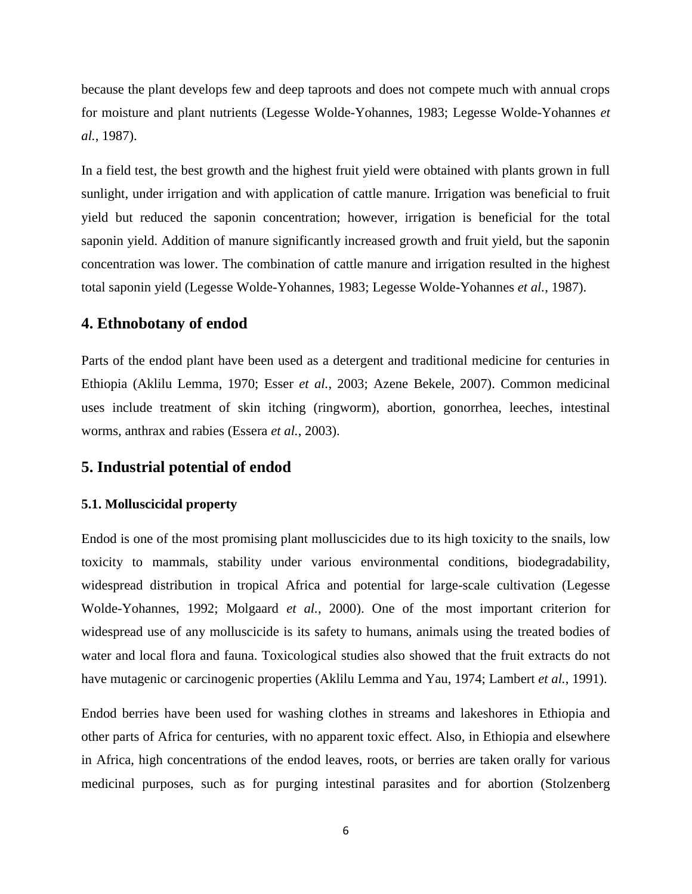because the plant develops few and deep taproots and does not compete much with annual crops for moisture and plant nutrients (Legesse Wolde-Yohannes, 1983; Legesse Wolde-Yohannes *et al.*, 1987).

In a field test, the best growth and the highest fruit yield were obtained with plants grown in full sunlight, under irrigation and with application of cattle manure. Irrigation was beneficial to fruit yield but reduced the saponin concentration; however, irrigation is beneficial for the total saponin yield. Addition of manure significantly increased growth and fruit yield, but the saponin concentration was lower. The combination of cattle manure and irrigation resulted in the highest total saponin yield (Legesse Wolde-Yohannes, 1983; Legesse Wolde-Yohannes *et al.*, 1987).

## 4. Ethnobotany of endod

Parts of the endod plant have been used as a detergent and traditional medicine for centuries in Ethiopia (Aklilu Lemma, 1970; Esser *et al.*, 2003; Azene Bekele, 2007). Common medicinal uses include treatment of skin itching (ringworm), abortion, gonorrhea, leeches, intestinal worms, anthrax and rabies (Essera *et al.*, 2003).

## 5. Industrial potential of endod

### 5.1. Molluscicidal property

Endod is one of the most promising plant molluscicides due to its high toxicity to the snails, low toxicity to mammals, stability under various environmental conditions, biodegradability, widespread distribution in tropical Africa and potential for large-scale cultivation (Legesse Wolde-Yohannes, 1992; Molgaard *et al.*, 2000). One of the most important criterion for widespread use of any molluscicide is its safety to humans, animals using the treated bodies of water and local flora and fauna. Toxicological studies also showed that the fruit extracts do not have mutagenic or carcinogenic properties (Aklilu Lemma and Yau, 1974; Lambert *et al.*, 1991).

Endod berries have been used for washing clothes in streams and lakeshores in Ethiopia and other parts of Africa for centuries, with no apparent toxic effect. Also, in Ethiopia and elsewhere in Africa, high concentrations of the endod leaves, roots, or berries are taken orally for various medicinal purposes, such as for purging intestinal parasites and for abortion (Stolzenberg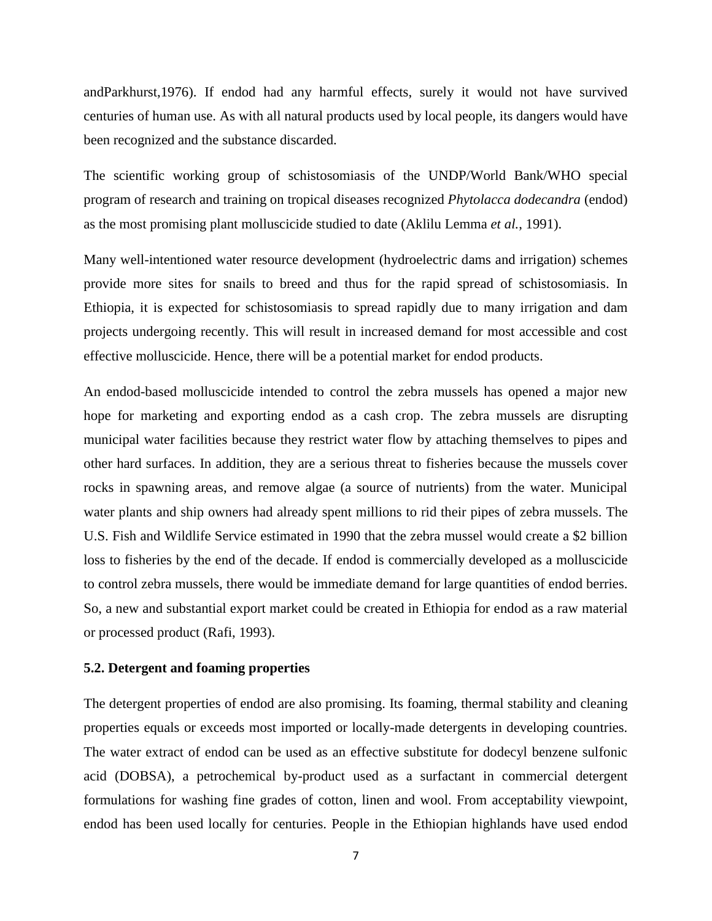andParkhurst,1976). If endod had any harmful effects, surely it would not have survived centuries of human use. As with all natural products used by local people, its dangers would have been recognized and the substance discarded.

The scientific working group of schistosomiasis of the UNDP/World Bank/WHO special program of research and training on tropical diseases recognized *Phytolacca dodecandra* (endod) as the most promising plant molluscicide studied to date (Aklilu Lemma *et al.*, 1991).

Many well-intentioned water resource development (hydroelectric dams and irrigation) schemes provide more sites for snails to breed and thus for the rapid spread of schistosomiasis. In Ethiopia, it is expected for schistosomiasis to spread rapidly due to many irrigation and dam projects undergoing recently. This will result in increased demand for most accessible and cost effective molluscicide. Hence, there will be a potential market for endod products.

An endod-based molluscicide intended to control the zebra mussels has opened a major new hope for marketing and exporting endod as a cash crop. The zebra mussels are disrupting municipal water facilities because they restrict water flow by attaching themselves to pipes and other hard surfaces. In addition, they are a serious threat to fisheries because the mussels cover rocks in spawning areas, and remove algae (a source of nutrients) from the water. Municipal water plants and ship owners had already spent millions to rid their pipes of zebra mussels. The U.S. Fish and Wildlife Service estimated in 1990 that the zebra mussel would create a $2 billion loss to fisheries by the end of the decade. If endod is commercially developed as a molluscicide to control zebra mussels, there would be immediate demand for large quantities of endod berries. So, a new and substantial export market could be created in Ethiopia for endod as a raw material or processed product (Rafi, 1993).

### 5.2. Detergent and foaming properties

The detergent properties of endod are also promising. Its foaming, thermal stability and cleaning properties equals or exceeds most imported or locally-made detergents in developing countries. The water extract of endod can be used as an effective substitute for dodecyl benzene sulfonic acid (DOBSA), a petrochemical by-product used as a surfactant in commercial detergent formulations for washing fine grades of cotton, linen and wool. From acceptability viewpoint, endod has been used locally for centuries. People in the Ethiopian highlands have used endod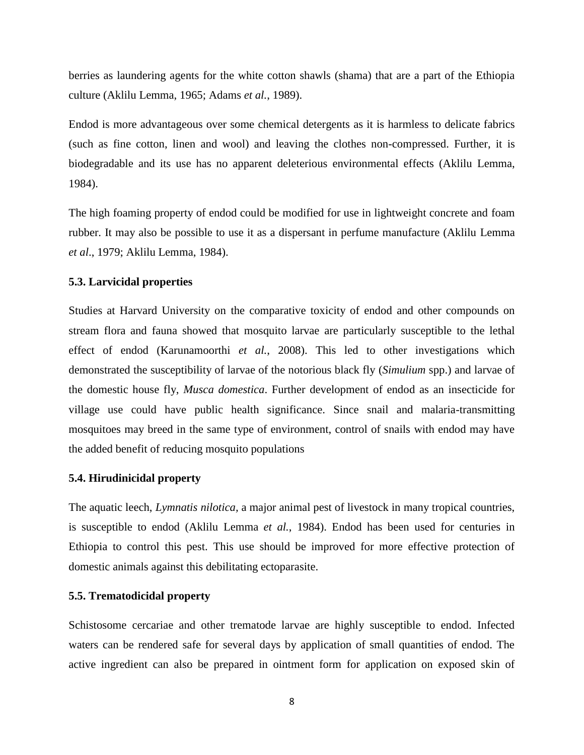berries as laundering agents for the white cotton shawls (shama) that are a part of the Ethiopia culture (Aklilu Lemma, 1965; Adams *et al.*, 1989).

Endod is more advantageous over some chemical detergents as it is harmless to delicate fabrics (such as fine cotton, linen and wool) and leaving the clothes non-compressed. Further, it is biodegradable and its use has no apparent deleterious environmental effects (Aklilu Lemma, 1984).

The high foaming property of endod could be modified for use in lightweight concrete and foam rubber. It may also be possible to use it as a dispersant in perfume manufacture (Aklilu Lemma *et al*., 1979; Aklilu Lemma, 1984).

### 5.3. Larvicidal properties

Studies at Harvard University on the comparative toxicity of endod and other compounds on stream flora and fauna showed that mosquito larvae are particularly susceptible to the lethal effect of endod (Karunamoorthi *et al.*, 2008). This led to other investigations which demonstrated the susceptibility of larvae of the notorious black fly (*Simulium* spp.) and larvae of the domestic house fly, *Musca domestica*. Further development of endod as an insecticide for village use could have public health significance. Since snail and malaria-transmitting mosquitoes may breed in the same type of environment, control of snails with endod may have the added benefit of reducing mosquito populations

### 5.4. Hirudinicidal property

The aquatic leech, *Lymnatis nilotica,* a major animal pest of livestock in many tropical countries, is susceptible to endod (Aklilu Lemma *et al.*, 1984). Endod has been used for centuries in Ethiopia to control this pest. This use should be improved for more effective protection of domestic animals against this debilitating ectoparasite.

### 5.5. Trematodicidal property

Schistosome cercariae and other trematode larvae are highly susceptible to endod. Infected waters can be rendered safe for several days by application of small quantities of endod. The active ingredient can also be prepared in ointment form for application on exposed skin of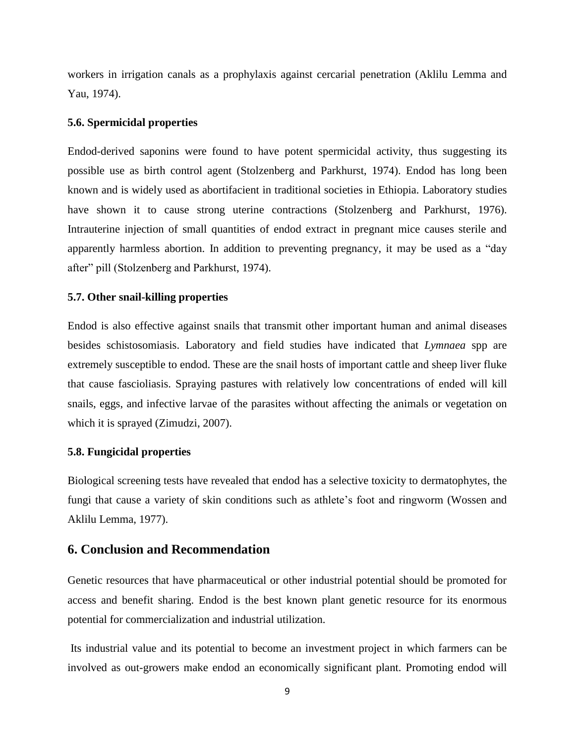workers in irrigation canals as a prophylaxis against cercarial penetration (Aklilu Lemma and Yau, 1974).

### 5.6. Spermicidal properties

Endod-derived saponins were found to have potent spermicidal activity, thus suggesting its possible use as birth control agent (Stolzenberg and Parkhurst, 1974). Endod has long been known and is widely used as abortifacient in traditional societies in Ethiopia. Laboratory studies have shown it to cause strong uterine contractions (Stolzenberg and Parkhurst, 1976). Intrauterine injection of small quantities of endod extract in pregnant mice causes sterile and apparently harmless abortion. In addition to preventing pregnancy, it may be used as a "day after" pill (Stolzenberg and Parkhurst, 1974).

### 5.7. Other snail-killing properties

Endod is also effective against snails that transmit other important human and animal diseases besides schistosomiasis. Laboratory and field studies have indicated that *Lymnaea* spp are extremely susceptible to endod. These are the snail hosts of important cattle and sheep liver fluke that cause fascioliasis. Spraying pastures with relatively low concentrations of ended will kill snails, eggs, and infective larvae of the parasites without affecting the animals or vegetation on which it is sprayed (Zimudzi, 2007).

### 5.8. Fungicidal properties

Biological screening tests have revealed that endod has a selective toxicity to dermatophytes, the fungi that cause a variety of skin conditions such as athlete's foot and ringworm (Wossen and Aklilu Lemma, 1977).

## 6. Conclusion and Recommendation

Genetic resources that have pharmaceutical or other industrial potential should be promoted for access and benefit sharing. Endod is the best known plant genetic resource for its enormous potential for commercialization and industrial utilization.

Its industrial value and its potential to become an investment project in which farmers can be involved as out-growers make endod an economically significant plant. Promoting endod will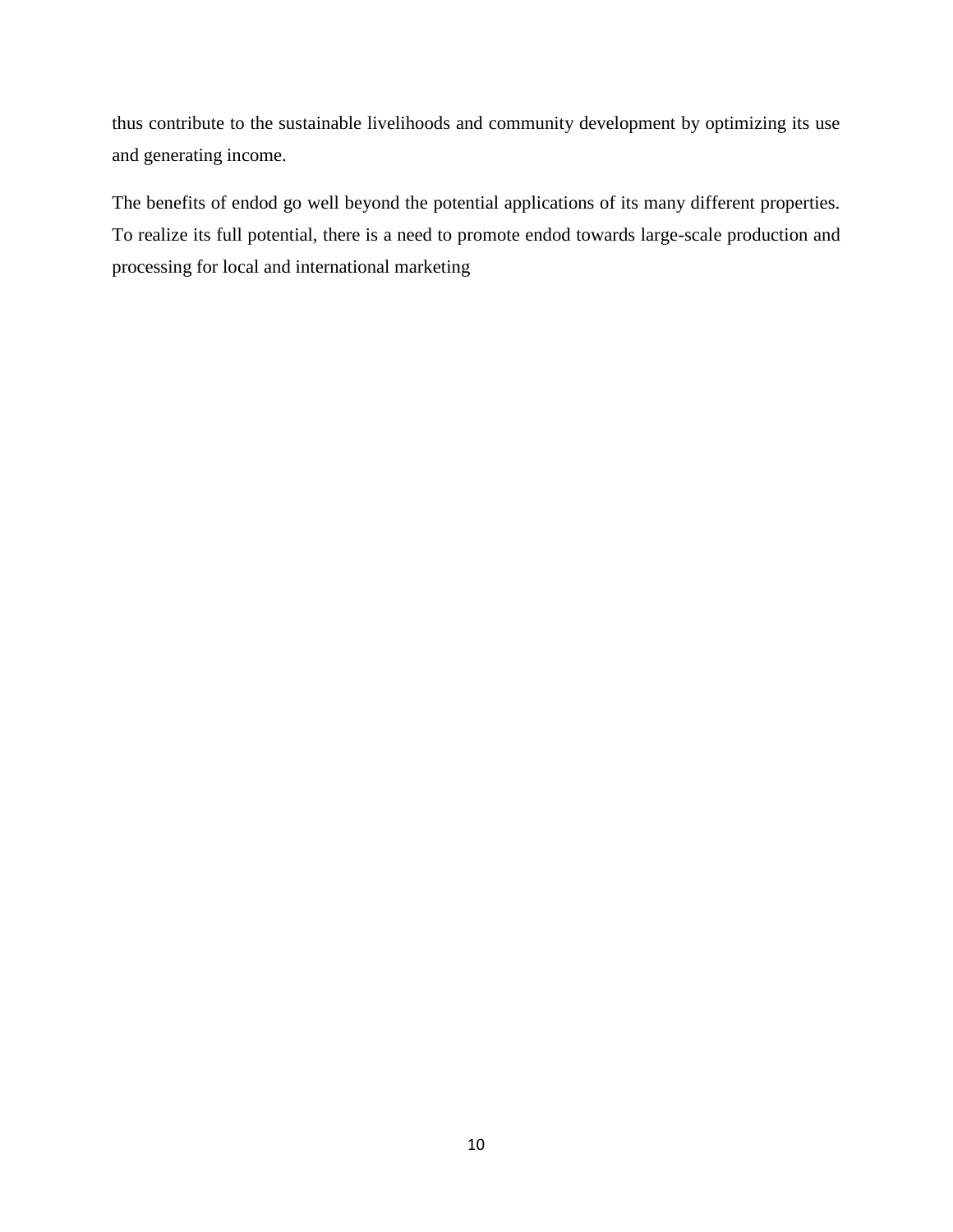thus contribute to the sustainable livelihoods and community development by optimizing its use and generating income.

The benefits of endod go well beyond the potential applications of its many different properties. To realize its full potential, there is a need to promote endod towards large-scale production and processing for local and international marketing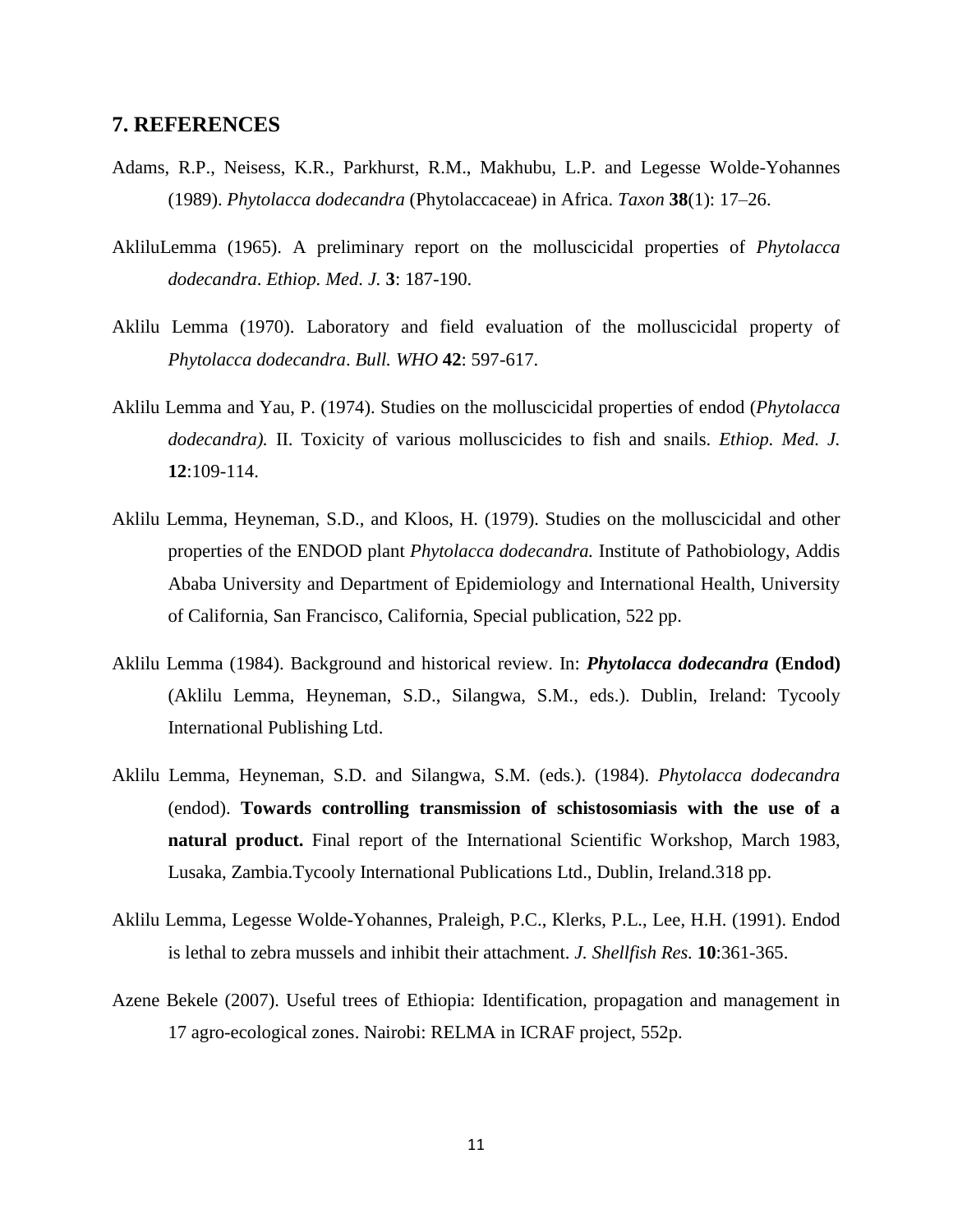## 7. REFERENCES

Adams, R.P., Neisess, K.R., Parkhurst, R.M., Makhubu, L.P. and Legesse Wolde-Yohannes (1989). *Phytolacca dodecandra* (Phytolaccaceae) in Africa. *Taxon* **38**(1): 17–26.

AkliluLemma (1965). A preliminary report on the molluscicidal properties of *Phytolacca dodecandra*. *Ethiop. Med. J.* **3**: 187-190.

Aklilu Lemma (1970). Laboratory and field evaluation of the molluscicidal property of *Phytolacca dodecandra*. *Bull. WHO* **42**: 597-617.

Aklilu Lemma and Yau, P. (1974). Studies on the molluscicidal properties of endod (*Phytolacca dodecandra).* II. Toxicity of various molluscicides to fish and snails. *Ethiop. Med. J.* **12**:109-114.

Aklilu Lemma, Heyneman, S.D., and Kloos, H. (1979). Studies on the molluscicidal and other properties of the ENDOD plant *Phytolacca dodecandra.* Institute of Pathobiology, Addis Ababa University and Department of Epidemiology and International Health, University of California, San Francisco, California, Special publication, 522 pp.

Aklilu Lemma (1984). Background and historical review. In: ***Phytolacca dodecandra* (Endod)** (Aklilu Lemma, Heyneman, S.D., Silangwa, S.M., eds.). Dublin, Ireland: Tycooly International Publishing Ltd.

Aklilu Lemma, Heyneman, S.D. and Silangwa, S.M. (eds.). (1984). *Phytolacca dodecandra* (endod). **Towards controlling transmission of schistosomiasis with the use of a natural product.** Final report of the International Scientific Workshop, March 1983, Lusaka, Zambia.Tycooly International Publications Ltd., Dublin, Ireland.318 pp.

Aklilu Lemma, Legesse Wolde-Yohannes, Praleigh, P.C., Klerks, P.L., Lee, H.H. (1991). Endod is lethal to zebra mussels and inhibit their attachment. *J. Shellfish Res.* **10**:361-365.

Azene Bekele (2007). Useful trees of Ethiopia: Identification, propagation and management in 17 agro-ecological zones. Nairobi: RELMA in ICRAF project, 552p.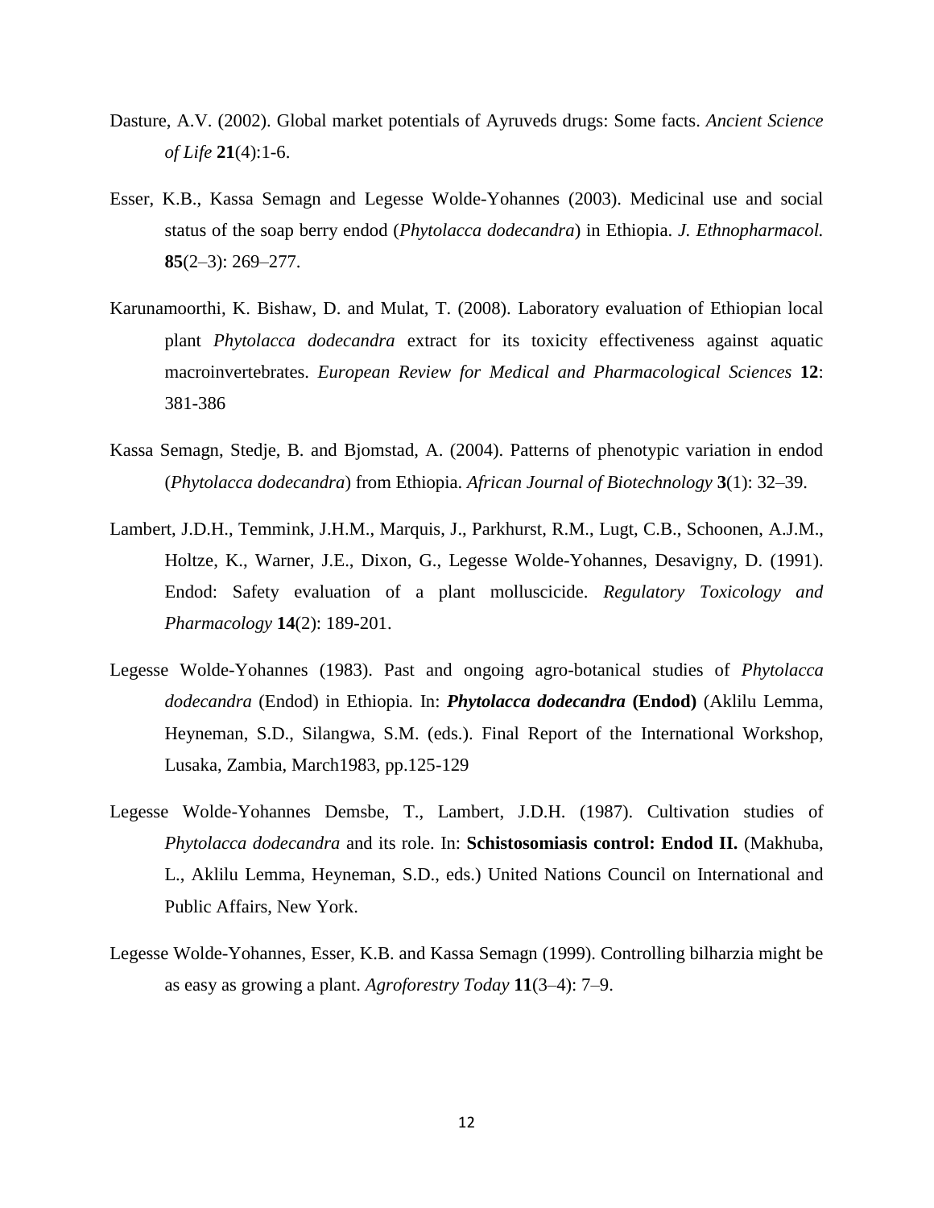Dasture, A.V. (2002). Global market potentials of Ayruveds drugs: Some facts. *Ancient Science of Life* **21**(4):1-6.

Esser, K.B., Kassa Semagn and Legesse Wolde-Yohannes (2003). Medicinal use and social status of the soap berry endod (*Phytolacca dodecandra*) in Ethiopia. *J. Ethnopharmacol.* **85**(2–3): 269–277.

Karunamoorthi, K. Bishaw, D. and Mulat, T. (2008). Laboratory evaluation of Ethiopian local plant *Phytolacca dodecandra* extract for its toxicity effectiveness against aquatic macroinvertebrates. *European Review for Medical and Pharmacological Sciences* **12**: 381-386

Kassa Semagn, Stedje, B. and Bjomstad, A. (2004). Patterns of phenotypic variation in endod (*Phytolacca dodecandra*) from Ethiopia. *African Journal of Biotechnology* **3**(1): 32–39.

Lambert, J.D.H., Temmink, J.H.M., Marquis, J., Parkhurst, R.M., Lugt, C.B., Schoonen, A.J.M., Holtze, K., Warner, J.E., Dixon, G., Legesse Wolde-Yohannes, Desavigny, D. (1991). Endod: Safety evaluation of a plant molluscicide. *Regulatory Toxicology and Pharmacology* **14**(2): 189-201.

Legesse Wolde-Yohannes (1983). Past and ongoing agro-botanical studies of *Phytolacca dodecandra* (Endod) in Ethiopia. In: ***Phytolacca dodecandra* (Endod)** (Aklilu Lemma, Heyneman, S.D., Silangwa, S.M. (eds.). Final Report of the International Workshop, Lusaka, Zambia, March1983, pp.125-129

Legesse Wolde-Yohannes Demsbe, T., Lambert, J.D.H. (1987). Cultivation studies of *Phytolacca dodecandra* and its role. In: **Schistosomiasis control: Endod II.** (Makhuba, L., Aklilu Lemma, Heyneman, S.D., eds.) United Nations Council on International and Public Affairs, New York.

Legesse Wolde-Yohannes, Esser, K.B. and Kassa Semagn (1999). Controlling bilharzia might be as easy as growing a plant. *Agroforestry Today* **11**(3–4): 7–9.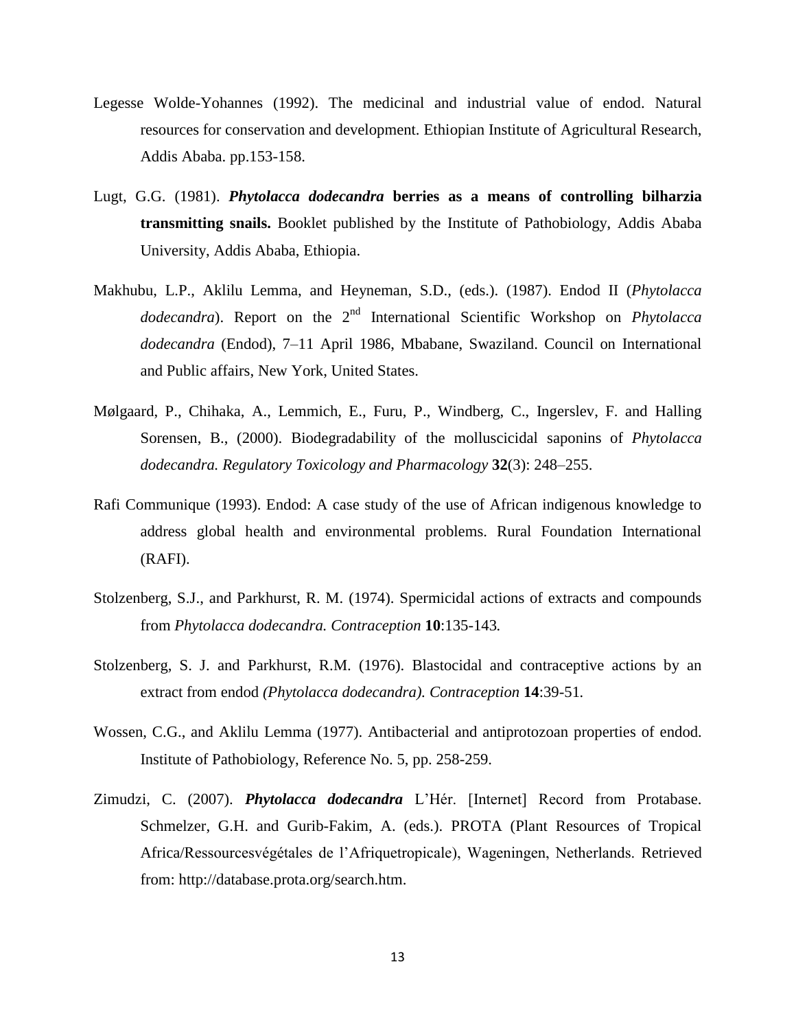Legesse Wolde-Yohannes (1992). The medicinal and industrial value of endod. Natural resources for conservation and development. Ethiopian Institute of Agricultural Research, Addis Ababa. pp.153-158.

Lugt, G.G. (1981). ***Phytolacca dodecandra*** **berries as a means of controlling bilharzia transmitting snails.** Booklet published by the Institute of Pathobiology, Addis Ababa University, Addis Ababa, Ethiopia.

Makhubu, L.P., Aklilu Lemma, and Heyneman, S.D., (eds.). (1987). Endod II (*Phytolacca dodecandra*). Report on the 2nd International Scientific Workshop on *Phytolacca dodecandra* (Endod), 7–11 April 1986, Mbabane, Swaziland. Council on International and Public affairs, New York, United States.

Mølgaard, P., Chihaka, A., Lemmich, E., Furu, P., Windberg, C., Ingerslev, F. and Halling Sorensen, B., (2000). Biodegradability of the molluscicidal saponins of *Phytolacca dodecandra. Regulatory Toxicology and Pharmacology* **32**(3): 248–255.

Rafi Communique (1993). Endod: A case study of the use of African indigenous knowledge to address global health and environmental problems. Rural Foundation International (RAFI).

Stolzenberg, S.J., and Parkhurst, R. M. (1974). Spermicidal actions of extracts and compounds from *Phytolacca dodecandra. Contraception* **10**:135-143*.*

Stolzenberg, S. J. and Parkhurst, R.M. (1976). Blastocidal and contraceptive actions by an extract from endod *(Phytolacca dodecandra). Contraception* **14**:39-51.

Wossen, C.G., and Aklilu Lemma (1977). Antibacterial and antiprotozoan properties of endod. Institute of Pathobiology, Reference No. 5, pp. 258-259.

Zimudzi, C. (2007). ***Phytolacca dodecandra*** L'Hér. [Internet] Record from Protabase. Schmelzer, G.H. and Gurib-Fakim, A. (eds.). PROTA (Plant Resources of Tropical Africa/Ressourcesvégétales de l'Afriquetropicale), Wageningen, Netherlands. Retrieved from: http://database.prota.org/search.htm.